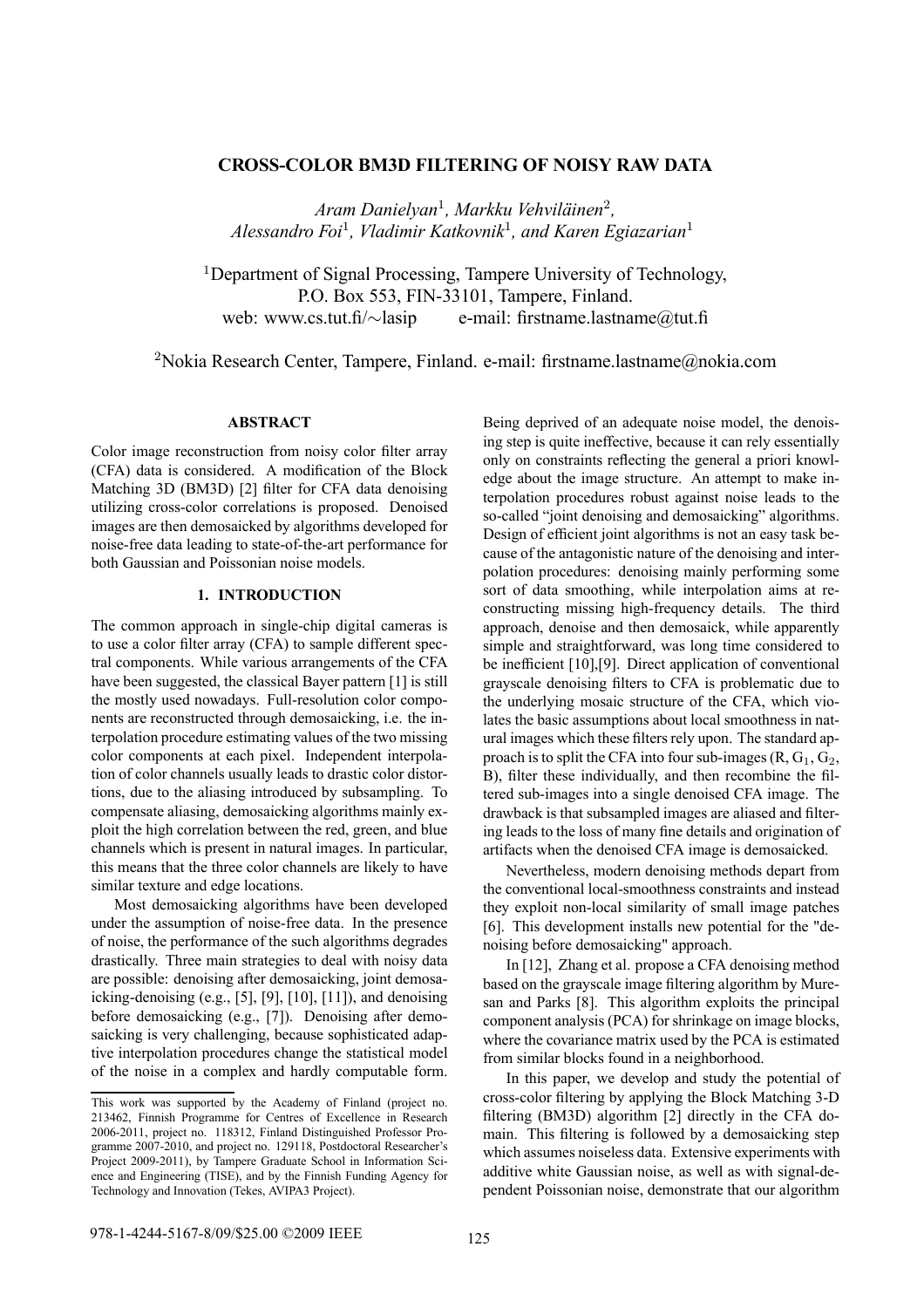# CROSS-COLOR BM3D FILTERING OF NOISY RAW DATA

*Aram Danielyan[1], Markku Vehviläinen[2], Alessandro Foi[1], Vladimir Katkovnik[1], and Karen Egiazarian[1]*

[1]Department of Signal Processing, Tampere University of Technology, P.O. Box 553, FIN-33101, Tampere, Finland.
web: www.cs.tut.fi/∼lasip e-mail: firstname.lastname@tut.fi

[2]Nokia Research Center, Tampere, Finland. e-mail: firstname.lastname@nokia.com

## ABSTRACT

Color image reconstruction from noisy color filter array (CFA) data is considered. A modification of the Block Matching 3D (BM3D) [2] filter for CFA data denoising utilizing cross-color correlations is proposed. Denoised images are then demosaicked by algorithms developed for noise-free data leading to state-of-the-art performance for both Gaussian and Poissonian noise models.

## 1. INTRODUCTION

The common approach in single-chip digital cameras is to use a color filter array (CFA) to sample different spectral components. While various arrangements of the CFA have been suggested, the classical Bayer pattern [1] is still the mostly used nowadays. Full-resolution color components are reconstructed through demosaicking, i.e. the interpolation procedure estimating values of the two missing color components at each pixel. Independent interpolation of color channels usually leads to drastic color distortions, due to the aliasing introduced by subsampling. To compensate aliasing, demosaicking algorithms mainly exploit the high correlation between the red, green, and blue channels which is present in natural images. In particular, this means that the three color channels are likely to have similar texture and edge locations.

Most demosaicking algorithms have been developed under the assumption of noise-free data. In the presence of noise, the performance of the such algorithms degrades drastically. Three main strategies to deal with noisy data are possible: denoising after demosaicking, joint demosaicking-denoising (e.g., [5], [9], [10], [11]), and denoising before demosaicking (e.g., [7]). Denoising after demosaicking is very challenging, because sophisticated adaptive interpolation procedures change the statistical model of the noise in a complex and hardly computable form. Being deprived of an adequate noise model, the denoising step is quite ineffective, because it can rely essentially only on constraints reflecting the general a priori knowledge about the image structure. An attempt to make interpolation procedures robust against noise leads to the so-called "joint denoising and demosaicking" algorithms. Design of efficient joint algorithms is not an easy task because of the antagonistic nature of the denoising and interpolation procedures: denoising mainly performing some sort of data smoothing, while interpolation aims at reconstructing missing high-frequency details. The third approach, denoise and then demosaick, while apparently simple and straightforward, was long time considered to be inefficient [10],[9]. Direct application of conventional grayscale denoising filters to CFA is problematic due to the underlying mosaic structure of the CFA, which violates the basic assumptions about local smoothness in natural images which these filters rely upon. The standard approach is to split the CFA into four sub-images (R, $G_1$, $G_2$, B), filter these individually, and then recombine the filtered sub-images into a single denoised CFA image. The drawback is that subsampled images are aliased and filtering leads to the loss of many fine details and origination of artifacts when the denoised CFA image is demosaicked.

Nevertheless, modern denoising methods depart from the conventional local-smoothness constraints and instead they exploit non-local similarity of small image patches [6]. This development installs new potential for the "denoising before demosaicking" approach.

In [12], Zhang et al. propose a CFA denoising method based on the grayscale image filtering algorithm by Muresan and Parks [8]. This algorithm exploits the principal component analysis (PCA) for shrinkage on image blocks, where the covariance matrix used by the PCA is estimated from similar blocks found in a neighborhood.

In this paper, we develop and study the potential of cross-color filtering by applying the Block Matching 3-D filtering (BM3D) algorithm [2] directly in the CFA domain. This filtering is followed by a demosaicking step which assumes noiseless data. Extensive experiments with additive white Gaussian noise, as well as with signal-dependent Poissonian noise, demonstrate that our algorithm

---

This work was supported by the Academy of Finland (project no. 213462, Finnish Programme for Centres of Excellence in Research 2006-2011, project no. 118312, Finland Distinguished Professor Programme 2007-2010, and project no. 129118, Postdoctoral Researcher's Project 2009-2011), by Tampere Graduate School in Information Science and Engineering (TISE), and by the Finnish Funding Agency for Technology and Innovation (Tekes, AVIPA3 Project).

978-1-4244-5167-8/09/$25.00 ©2009 IEEE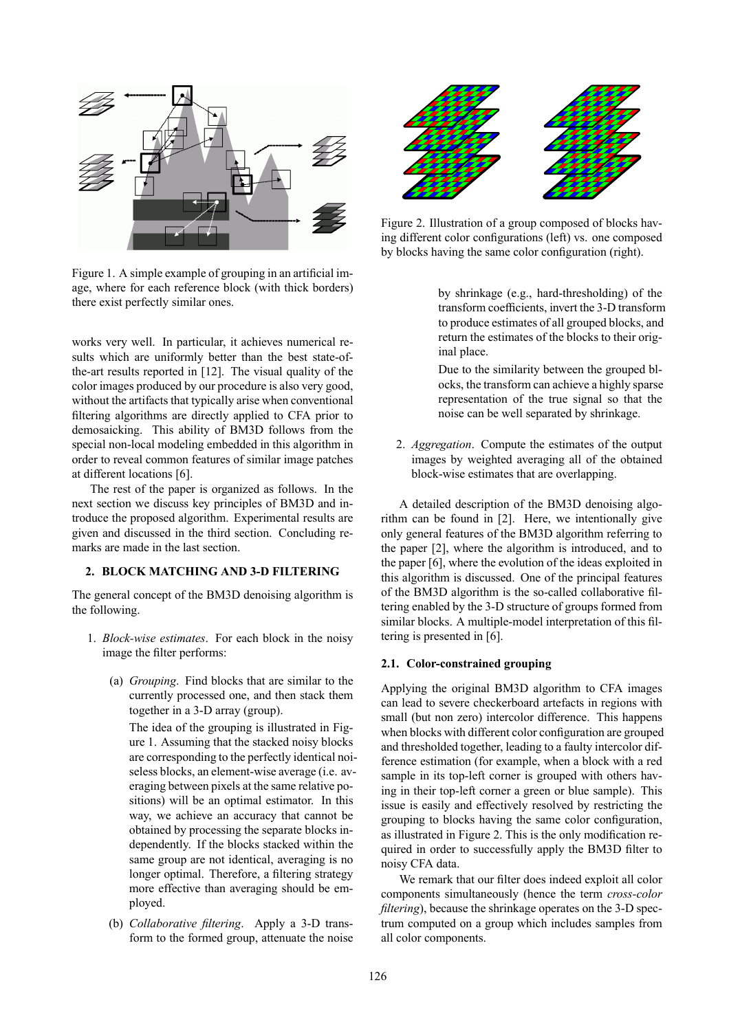Figure 1. A simple example of grouping in an artificial image, where for each reference block (with thick borders) there exist perfectly similar ones.

works very well. In particular, it achieves numerical results which are uniformly better than the best state-of-the-art results reported in [12]. The visual quality of the color images produced by our procedure is also very good, without the artifacts that typically arise when conventional filtering algorithms are directly applied to CFA prior to demosaicking. This ability of BM3D follows from the special non-local modeling embedded in this algorithm in order to reveal common features of similar image patches at different locations [6].

The rest of the paper is organized as follows. In the next section we discuss key principles of BM3D and introduce the proposed algorithm. Experimental results are given and discussed in the third section. Concluding remarks are made in the last section.

## 2. BLOCK MATCHING AND 3-D FILTERING

The general concept of the BM3D denoising algorithm is the following.

1. *Block-wise estimates*. For each block in the noisy image the filter performs:

   (a) *Grouping*. Find blocks that are similar to the currently processed one, and then stack them together in a 3-D array (group).

   The idea of the grouping is illustrated in Figure 1. Assuming that the stacked noisy blocks are corresponding to the perfectly identical noiseless blocks, an element-wise average (i.e. averaging between pixels at the same relative positions) will be an optimal estimator. In this way, we achieve an accuracy that cannot be obtained by processing the separate blocks independently. If the blocks stacked within the same group are not identical, averaging is no longer optimal. Therefore, a filtering strategy more effective than averaging should be employed.

   (b) *Collaborative filtering*. Apply a 3-D transform to the formed group, attenuate the noise by shrinkage (e.g., hard-thresholding) of the transform coefficients, invert the 3-D transform to produce estimates of all grouped blocks, and return the estimates of the blocks to their original place.

   Due to the similarity between the grouped blocks, the transform can achieve a highly sparse representation of the true signal so that the noise can be well separated by shrinkage.

2. *Aggregation*. Compute the estimates of the output images by weighted averaging all of the obtained block-wise estimates that are overlapping.

Figure 2. Illustration of a group composed of blocks having different color configurations (left) vs. one composed by blocks having the same color configuration (right).

A detailed description of the BM3D denoising algorithm can be found in [2]. Here, we intentionally give only general features of the BM3D algorithm referring to the paper [2], where the algorithm is introduced, and to the paper [6], where the evolution of the ideas exploited in this algorithm is discussed. One of the principal features of the BM3D algorithm is the so-called collaborative filtering enabled by the 3-D structure of groups formed from similar blocks. A multiple-model interpretation of this filtering is presented in [6].

### 2.1. Color-constrained grouping

Applying the original BM3D algorithm to CFA images can lead to severe checkerboard artefacts in regions with small (but non zero) intercolor difference. This happens when blocks with different color configuration are grouped and thresholded together, leading to a faulty intercolor difference estimation (for example, when a block with a red sample in its top-left corner is grouped with others having in their top-left corner a green or blue sample). This issue is easily and effectively resolved by restricting the grouping to blocks having the same color configuration, as illustrated in Figure 2. This is the only modification required in order to successfully apply the BM3D filter to noisy CFA data.

We remark that our filter does indeed exploit all color components simultaneously (hence the term *cross-color filtering*), because the shrinkage operates on the 3-D spectrum computed on a group which includes samples from all color components.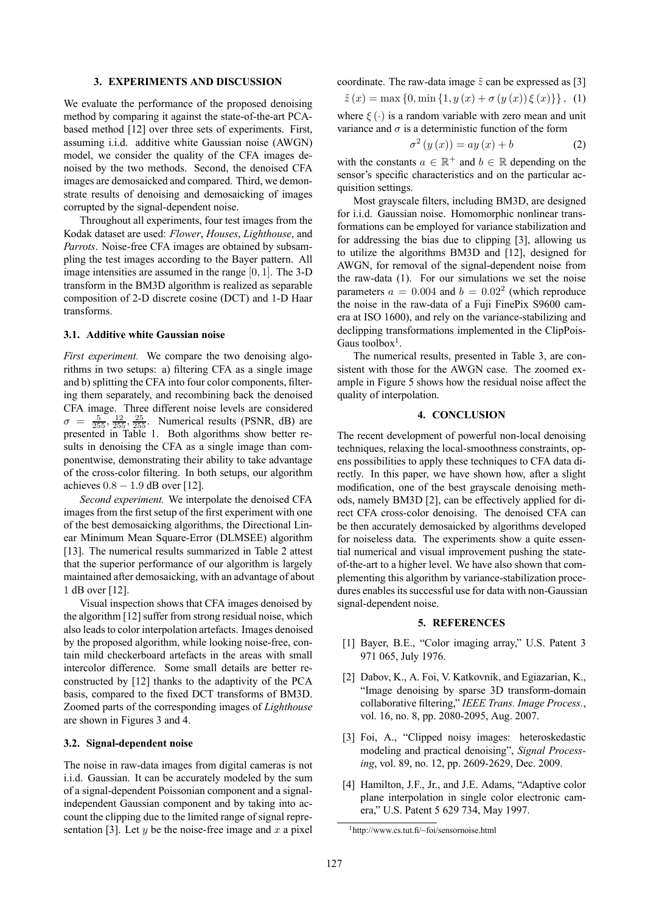## 3. EXPERIMENTS AND DISCUSSION

We evaluate the performance of the proposed denoising method by comparing it against the state-of-the-art PCA-based method [12] over three sets of experiments. First, assuming i.i.d. additive white Gaussian noise (AWGN) model, we consider the quality of the CFA images denoised by the two methods. Second, the denoised CFA images are demosaicked and compared. Third, we demonstrate results of denoising and demosaicking of images corrupted by the signal-dependent noise.

Throughout all experiments, four test images from the Kodak dataset are used: *Flower*, *Houses*, *Lighthouse*, and *Parrots*. Noise-free CFA images are obtained by subsampling the test images according to the Bayer pattern. All image intensities are assumed in the range $[0, 1]$. The 3-D transform in the BM3D algorithm is realized as separable composition of 2-D discrete cosine (DCT) and 1-D Haar transforms.

### 3.1. Additive white Gaussian noise

*First experiment.* We compare the two denoising algorithms in two setups: a) filtering CFA as a single image and b) splitting the CFA into four color components, filtering them separately, and recombining back the denoised CFA image. Three different noise levels are considered $\sigma = \frac{5}{255}, \frac{12}{255}, \frac{25}{255}$. Numerical results (PSNR, dB) are presented in Table 1. Both algorithms show better results in denoising the CFA as a single image than componentwise, demonstrating their ability to take advantage of the cross-color filtering. In both setups, our algorithm achieves $0.8 - 1.9$ dB over [12].

*Second experiment.* We interpolate the denoised CFA images from the first setup of the first experiment with one of the best demosaicking algorithms, the Directional Linear Minimum Mean Square-Error (DLMSEE) algorithm [13]. The numerical results summarized in Table 2 attest that the superior performance of our algorithm is largely maintained after demosaicking, with an advantage of about 1 dB over [12].

Visual inspection shows that CFA images denoised by the algorithm [12] suffer from strong residual noise, which also leads to color interpolation artefacts. Images denoised by the proposed algorithm, while looking noise-free, contain mild checkerboard artefacts in the areas with small intercolor difference. Some small details are better reconstructed by [12] thanks to the adaptivity of the PCA basis, compared to the fixed DCT transforms of BM3D. Zoomed parts of the corresponding images of *Lighthouse* are shown in Figures 3 and 4.

### 3.2. Signal-dependent noise

The noise in raw-data images from digital cameras is not i.i.d. Gaussian. It can be accurately modeled by the sum of a signal-dependent Poissonian component and a signal-independent Gaussian component and by taking into account the clipping due to the limited range of signal representation [3]. Let $y$ be the noise-free image and $x$ a pixel coordinate. The raw-data image $\tilde{z}$ can be expressed as [3]

$$\tilde{z}(x) = \max\{0, \min\{1, y(x) + \sigma(y(x))\xi(x)\}\}, \quad (1)$$

where $\xi(\cdot)$ is a random variable with zero mean and unit variance and $\sigma$ is a deterministic function of the form

$$\sigma^2(y(x)) = ay(x) + b \quad (2)$$

with the constants $a \in \mathbb{R}^+$ and $b \in \mathbb{R}$ depending on the sensor's specific characteristics and on the particular acquisition settings.

Most grayscale filters, including BM3D, are designed for i.i.d. Gaussian noise. Homomorphic nonlinear transformations can be employed for variance stabilization and for addressing the bias due to clipping [3], allowing us to utilize the algorithms BM3D and [12], designed for AWGN, for removal of the signal-dependent noise from the raw-data (1). For our simulations we set the noise parameters $a = 0.004$ and $b = 0.02^2$ (which reproduce the noise in the raw-data of a Fuji FinePix S9600 camera at ISO 1600), and rely on the variance-stabilizing and declipping transformations implemented in the ClipPoisGaus toolbox[1].

The numerical results, presented in Table 3, are consistent with those for the AWGN case. The zoomed example in Figure 5 shows how the residual noise affect the quality of interpolation.

## 4. CONCLUSION

The recent development of powerful non-local denoising techniques, relaxing the local-smoothness constraints, opens possibilities to apply these techniques to CFA data directly. In this paper, we have shown how, after a slight modification, one of the best grayscale denoising methods, namely BM3D [2], can be effectively applied for direct CFA cross-color denoising. The denoised CFA can be then accurately demosaicked by algorithms developed for noiseless data. The experiments show a quite essential numerical and visual improvement pushing the state-of-the-art to a higher level. We have also shown that complementing this algorithm by variance-stabilization procedures enables its successful use for data with non-Gaussian signal-dependent noise.

## 5. REFERENCES

[1] Bayer, B.E., "Color imaging array," U.S. Patent 3 971 065, July 1976.

[2] Dabov, K., A. Foi, V. Katkovnik, and Egiazarian, K., "Image denoising by sparse 3D transform-domain collaborative filtering," *IEEE Trans. Image Process.*, vol. 16, no. 8, pp. 2080-2095, Aug. 2007.

[3] Foi, A., "Clipped noisy images: heteroskedastic modeling and practical denoising", *Signal Processing*, vol. 89, no. 12, pp. 2609-2629, Dec. 2009.

[4] Hamilton, J.F., Jr., and J.E. Adams, "Adaptive color plane interpolation in single color electronic camera," U.S. Patent 5 629 734, May 1997.

[1] http://www.cs.tut.fi/~foi/sensornoise.html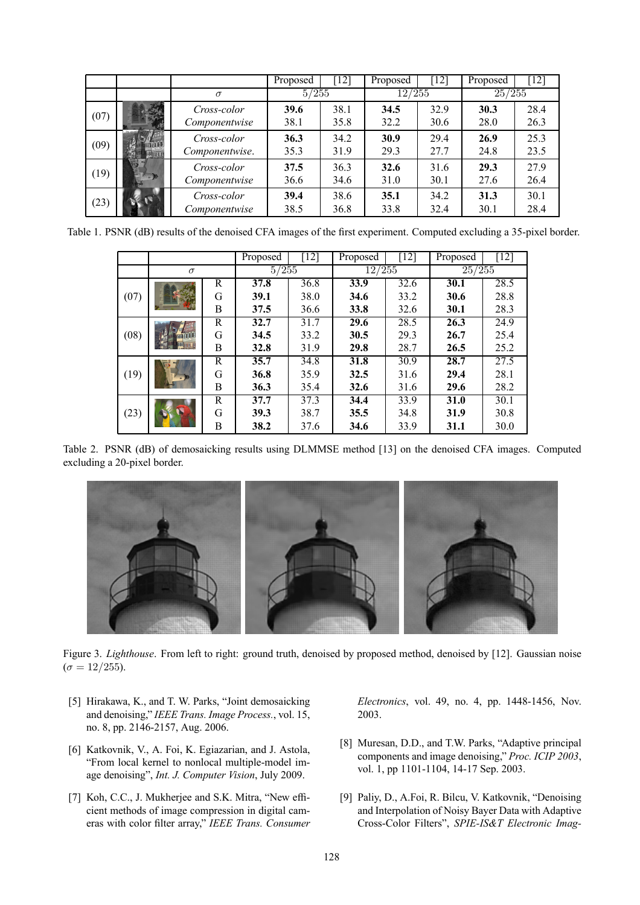|  |  |  | Proposed | [12] | Proposed | [12] | Proposed | [12] |
|---|---|---|---|---|---|---|---|---|
|  |  | $\sigma$ | $5/255$ |  | $12/255$ |  | $25/255$ |  |
| (07) |  | *Cross-color* | **39.6** | 38.1 | **34.5** | 32.9 | **30.3** | 28.4 |
|  |  | *Componentwise* | 38.1 | 35.8 | 32.2 | 30.6 | 28.0 | 26.3 |
| (09) |  | *Cross-color* | **36.3** | 34.2 | **30.9** | 29.4 | **26.9** | 25.3 |
|  |  | *Componentwise.* | 35.3 | 31.9 | 29.3 | 27.7 | 24.8 | 23.5 |
| (19) |  | *Cross-color* | **37.5** | 36.3 | **32.6** | 31.6 | **29.3** | 27.9 |
|  |  | *Componentwise* | 36.6 | 34.6 | 31.0 | 30.1 | 27.6 | 26.4 |
| (23) |  | *Cross-color* | **39.4** | 38.6 | **35.1** | 34.2 | **31.3** | 30.1 |
|  |  | *Componentwise* | 38.5 | 36.8 | 33.8 | 32.4 | 30.1 | 28.4 |

Table 1. PSNR (dB) results of the denoised CFA images of the first experiment. Computed excluding a 35-pixel border.

|  |  |  | Proposed | [12] | Proposed | [12] | Proposed | [12] |
|---|---|---|---|---|---|---|---|---|
|  | $\sigma$ |  | $5/255$ |  | $12/255$ |  | $25/255$ |  |
| (07) |  | R | **37.8** | 36.8 | **33.9** | 32.6 | **30.1** | 28.5 |
|  |  | G | **39.1** | 38.0 | **34.6** | 33.2 | **30.6** | 28.8 |
|  |  | B | **37.5** | 36.6 | **33.8** | 32.6 | **30.1** | 28.3 |
| (08) |  | R | **32.7** | 31.7 | **29.6** | 28.5 | **26.3** | 24.9 |
|  |  | G | **34.5** | 33.2 | **30.5** | 29.3 | **26.7** | 25.4 |
|  |  | B | **32.8** | 31.9 | **29.8** | 28.7 | **26.5** | 25.2 |
| (19) |  | R | **35.7** | 34.8 | **31.8** | 30.9 | **28.7** | 27.5 |
|  |  | G | **36.8** | 35.9 | **32.5** | 31.6 | **29.4** | 28.1 |
|  |  | B | **36.3** | 35.4 | **32.6** | 31.6 | **29.6** | 28.2 |
| (23) |  | R | **37.7** | 37.3 | **34.4** | 33.9 | **31.0** | 30.1 |
|  |  | G | **39.3** | 38.7 | **35.5** | 34.8 | **31.9** | 30.8 |
|  |  | B | **38.2** | 37.6 | **34.6** | 33.9 | **31.1** | 30.0 |

Table 2. PSNR (dB) of demosaicking results using DLMMSE method [13] on the denoised CFA images. Computed excluding a 20-pixel border.

Figure 3. *Lighthouse*. From left to right: ground truth, denoised by proposed method, denoised by [12]. Gaussian noise ($\sigma = 12/255$).

[5] Hirakawa, K., and T. W. Parks, "Joint demosaicking and denoising," *IEEE Trans. Image Process.*, vol. 15, no. 8, pp. 2146-2157, Aug. 2006.

[6] Katkovnik, V., A. Foi, K. Egiazarian, and J. Astola, "From local kernel to nonlocal multiple-model image denoising", *Int. J. Computer Vision*, July 2009.

[7] Koh, C.C., J. Mukherjee and S.K. Mitra, "New efficient methods of image compression in digital cameras with color filter array," *IEEE Trans. Consumer Electronics*, vol. 49, no. 4, pp. 1448-1456, Nov. 2003.

[8] Muresan, D.D., and T.W. Parks, "Adaptive principal components and image denoising," *Proc. ICIP 2003*, vol. 1, pp 1101-1104, 14-17 Sep. 2003.

[9] Paliy, D., A.Foi, R. Bilcu, V. Katkovnik, "Denoising and Interpolation of Noisy Bayer Data with Adaptive Cross-Color Filters", *SPIE-IS&T Electronic Imag-*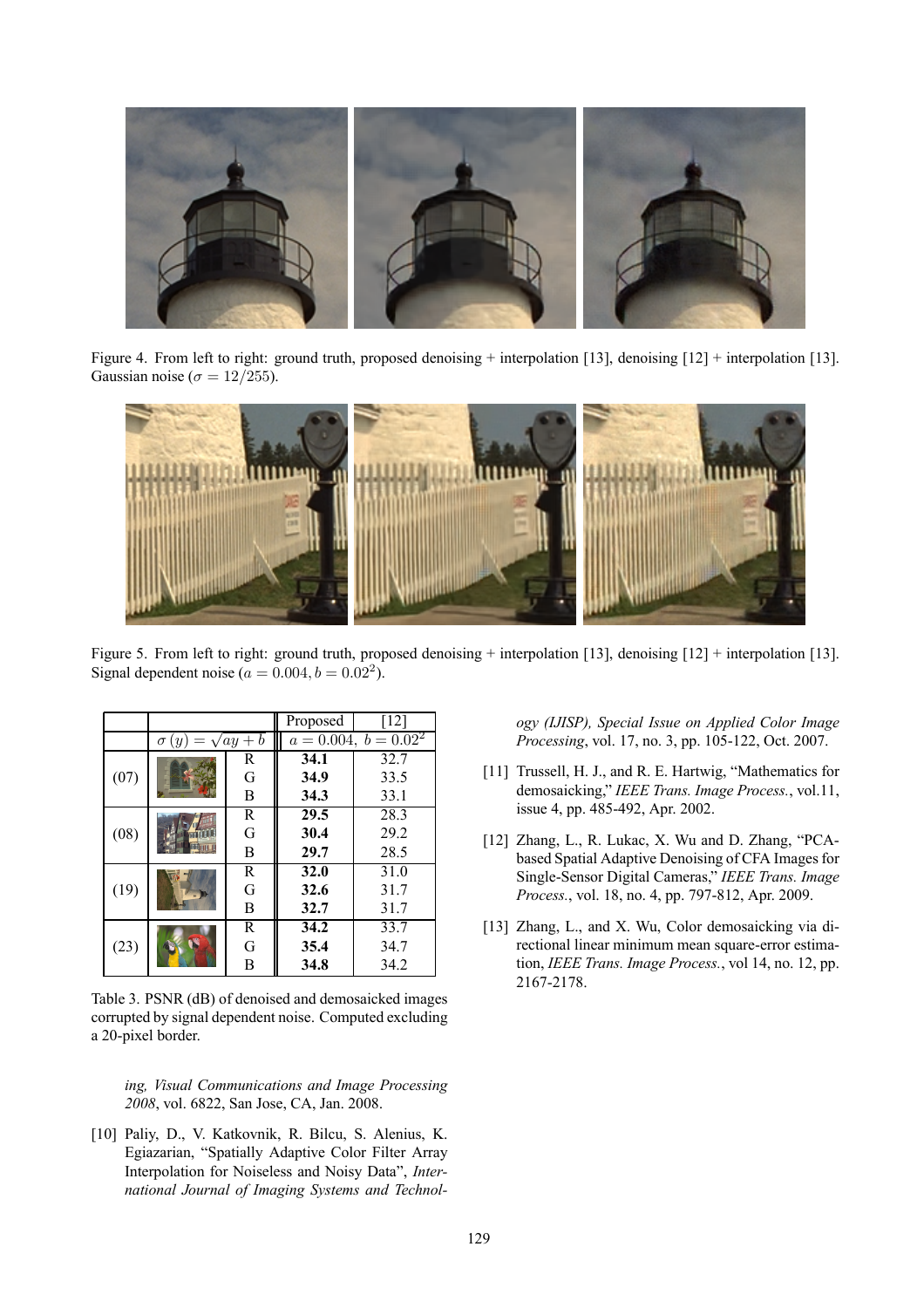Figure 4. From left to right: ground truth, proposed denoising + interpolation [13], denoising [12] + interpolation [13]. Gaussian noise ($\sigma = 12/255$).

Figure 5. From left to right: ground truth, proposed denoising + interpolation [13], denoising [12] + interpolation [13]. Signal dependent noise ($a = 0.004, b = 0.02^2$).

| | | | Proposed | [12] |
|---|---|---|---|---|
| | $\sigma(y) = \sqrt{ay + b}$ | | $a = 0.004,\ b = 0.02^2$ | |
| (07) | | R | **34.1** | 32.7 |
| | | G | **34.9** | 33.5 |
| | | B | **34.3** | 33.1 |
| (08) | | R | **29.5** | 28.3 |
| | | G | **30.4** | 29.2 |
| | | B | **29.7** | 28.5 |
| (19) | | R | **32.0** | 31.0 |
| | | G | **32.6** | 31.7 |
| | | B | **32.7** | 31.7 |
| (23) | | R | **34.2** | 33.7 |
| | | G | **35.4** | 34.7 |
| | | B | **34.8** | 34.2 |

Table 3. PSNR (dB) of denoised and demosaicked images corrupted by signal dependent noise. Computed excluding a 20-pixel border.

*ing, Visual Communications and Image Processing 2008*, vol. 6822, San Jose, CA, Jan. 2008.

[10] Paliy, D., V. Katkovnik, R. Bilcu, S. Alenius, K. Egiazarian, "Spatially Adaptive Color Filter Array Interpolation for Noiseless and Noisy Data", *International Journal of Imaging Systems and Technology (IJISP), Special Issue on Applied Color Image Processing*, vol. 17, no. 3, pp. 105-122, Oct. 2007.

[11] Trussell, H. J., and R. E. Hartwig, "Mathematics for demosaicking," *IEEE Trans. Image Process.*, vol.11, issue 4, pp. 485-492, Apr. 2002.

[12] Zhang, L., R. Lukac, X. Wu and D. Zhang, "PCA-based Spatial Adaptive Denoising of CFA Images for Single-Sensor Digital Cameras," *IEEE Trans. Image Process.*, vol. 18, no. 4, pp. 797-812, Apr. 2009.

[13] Zhang, L., and X. Wu, Color demosaicking via directional linear minimum mean square-error estimation, *IEEE Trans. Image Process.*, vol 14, no. 12, pp. 2167-2178.